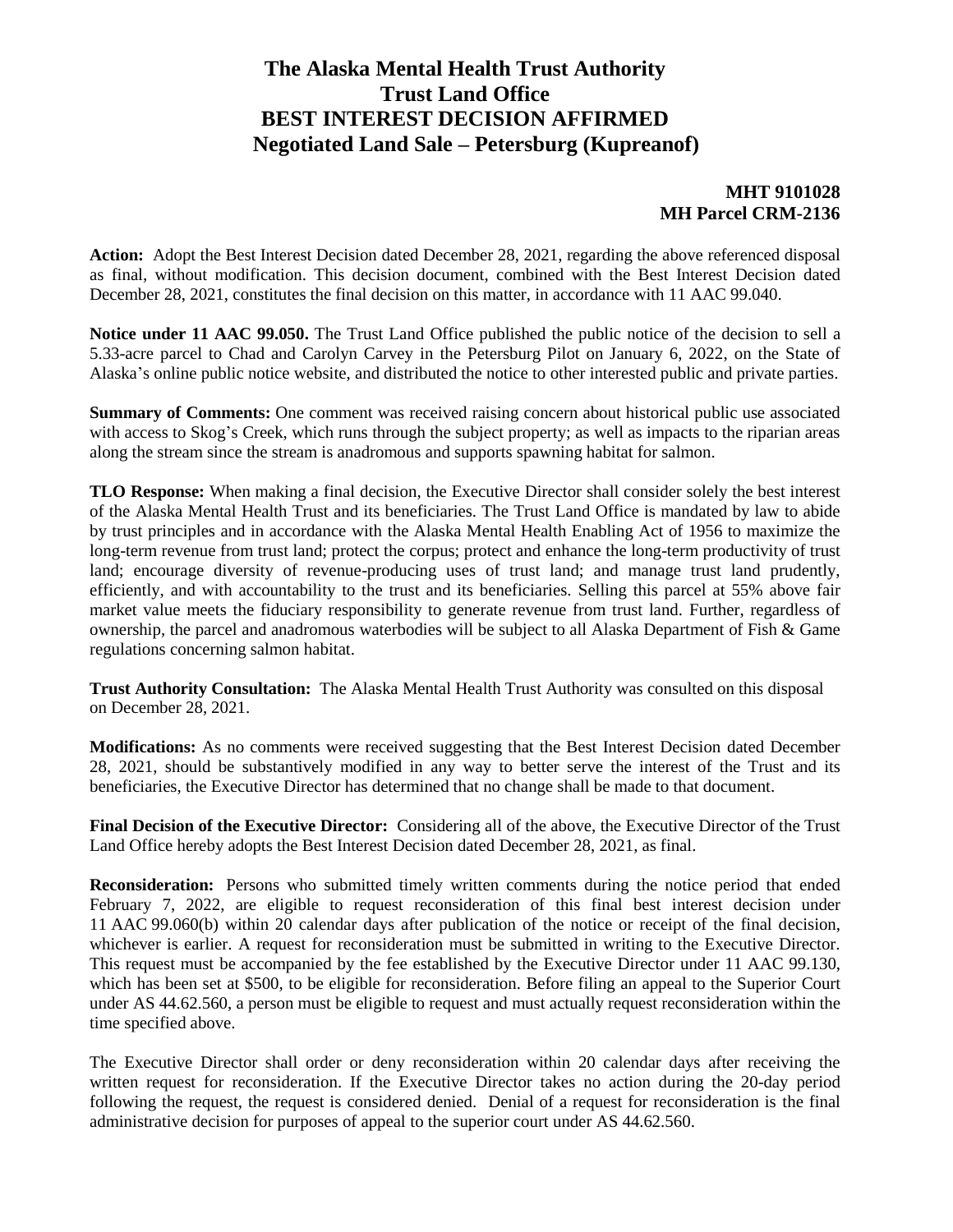# The Alaska Mental Health Trust Authority
# Trust Land Office
# BEST INTEREST DECISION AFFIRMED
# Negotiated Land Sale – Petersburg (Kupreanof)

**MHT 9101028**
**MH Parcel CRM-2136**

**Action:** Adopt the Best Interest Decision dated December 28, 2021, regarding the above referenced disposal as final, without modification. This decision document, combined with the Best Interest Decision dated December 28, 2021, constitutes the final decision on this matter, in accordance with 11 AAC 99.040.

**Notice under 11 AAC 99.050.** The Trust Land Office published the public notice of the decision to sell a 5.33-acre parcel to Chad and Carolyn Carvey in the Petersburg Pilot on January 6, 2022, on the State of Alaska's online public notice website, and distributed the notice to other interested public and private parties.

**Summary of Comments:** One comment was received raising concern about historical public use associated with access to Skog's Creek, which runs through the subject property; as well as impacts to the riparian areas along the stream since the stream is anadromous and supports spawning habitat for salmon.

**TLO Response:** When making a final decision, the Executive Director shall consider solely the best interest of the Alaska Mental Health Trust and its beneficiaries. The Trust Land Office is mandated by law to abide by trust principles and in accordance with the Alaska Mental Health Enabling Act of 1956 to maximize the long-term revenue from trust land; protect the corpus; protect and enhance the long-term productivity of trust land; encourage diversity of revenue-producing uses of trust land; and manage trust land prudently, efficiently, and with accountability to the trust and its beneficiaries. Selling this parcel at 55% above fair market value meets the fiduciary responsibility to generate revenue from trust land. Further, regardless of ownership, the parcel and anadromous waterbodies will be subject to all Alaska Department of Fish & Game regulations concerning salmon habitat.

**Trust Authority Consultation:** The Alaska Mental Health Trust Authority was consulted on this disposal on December 28, 2021.

**Modifications:** As no comments were received suggesting that the Best Interest Decision dated December 28, 2021, should be substantively modified in any way to better serve the interest of the Trust and its beneficiaries, the Executive Director has determined that no change shall be made to that document.

**Final Decision of the Executive Director:** Considering all of the above, the Executive Director of the Trust Land Office hereby adopts the Best Interest Decision dated December 28, 2021, as final.

**Reconsideration:** Persons who submitted timely written comments during the notice period that ended February 7, 2022, are eligible to request reconsideration of this final best interest decision under 11 AAC 99.060(b) within 20 calendar days after publication of the notice or receipt of the final decision, whichever is earlier. A request for reconsideration must be submitted in writing to the Executive Director. This request must be accompanied by the fee established by the Executive Director under 11 AAC 99.130, which has been set at $500, to be eligible for reconsideration. Before filing an appeal to the Superior Court under AS 44.62.560, a person must be eligible to request and must actually request reconsideration within the time specified above.

The Executive Director shall order or deny reconsideration within 20 calendar days after receiving the written request for reconsideration. If the Executive Director takes no action during the 20-day period following the request, the request is considered denied. Denial of a request for reconsideration is the final administrative decision for purposes of appeal to the superior court under AS 44.62.560.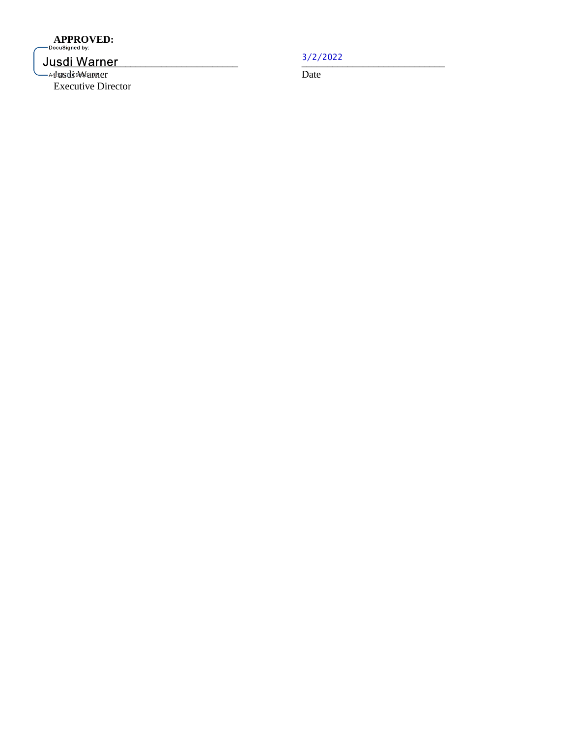**APPROVED:**

DocuSigned by:

Jusdi Warner ______________________ 3/2/2022 ______________________

Jusdi Warner Date

Executive Director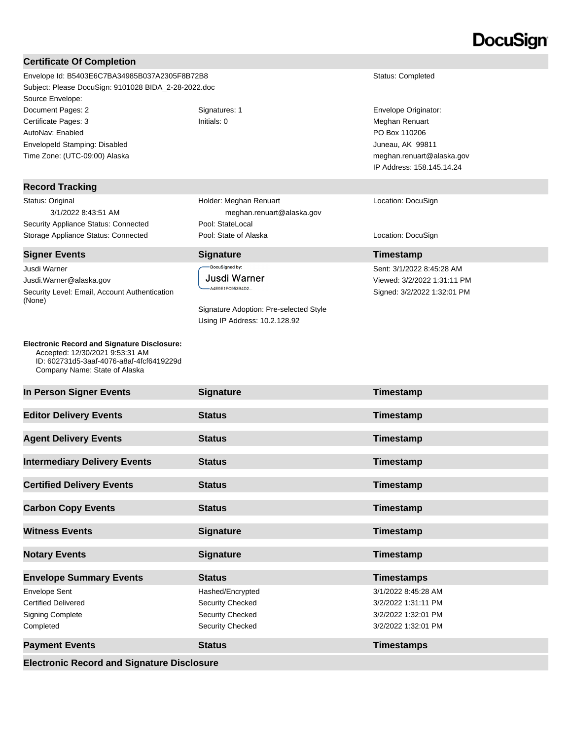DocuSign

## Certificate Of Completion

| | | |
|---|---|---|
| Envelope Id: B5403E6C7BA34985B037A2305F8B72B8 | | Status: Completed |
| Subject: Please DocuSign: 9101028 BIDA_2-28-2022.doc | | |
| Source Envelope: | | |
| Document Pages: 2 | Signatures: 1 | Envelope Originator: |
| Certificate Pages: 3 | Initials: 0 | Meghan Renuart |
| AutoNav: Enabled | | PO Box 110206 |
| EnvelopeId Stamping: Disabled | | Juneau, AK 99811 |
| Time Zone: (UTC-09:00) Alaska | | meghan.renuart@alaska.gov |
| | | IP Address: 158.145.14.24 |

## Record Tracking

| | | |
|---|---|---|
| Status: Original<br>3/1/2022 8:43:51 AM | Holder: Meghan Renuart<br>meghan.renuart@alaska.gov | Location: DocuSign |
| Security Appliance Status: Connected | Pool: StateLocal | |
| Storage Appliance Status: Connected | Pool: State of Alaska | Location: DocuSign |

| Signer Events | Signature | Timestamp |
|---|---|---|
| Jusdi Warner<br>Jusdi.Warner@alaska.gov<br>Security Level: Email, Account Authentication (None) | DocuSigned by:<br>Jusdi Warner<br>A4E9E1FC953B4D2...<br><br>Signature Adoption: Pre-selected Style<br>Using IP Address: 10.2.128.92 | Sent: 3/1/2022 8:45:28 AM<br>Viewed: 3/2/2022 1:31:11 PM<br>Signed: 3/2/2022 1:32:01 PM |

**Electronic Record and Signature Disclosure:**
Accepted: 12/30/2021 9:53:31 AM
ID: 602731d5-3aaf-4076-a8af-4fcf6419229d
Company Name: State of Alaska

| In Person Signer Events | Signature | Timestamp |
|---|---|---|

| Editor Delivery Events | Status | Timestamp |
|---|---|---|

| Agent Delivery Events | Status | Timestamp |
|---|---|---|

| Intermediary Delivery Events | Status | Timestamp |
|---|---|---|

| Certified Delivery Events | Status | Timestamp |
|---|---|---|

| Carbon Copy Events | Status | Timestamp |
|---|---|---|

| Witness Events | Signature | Timestamp |
|---|---|---|

| Notary Events | Signature | Timestamp |
|---|---|---|

| Envelope Summary Events | Status | Timestamps |
|---|---|---|
| Envelope Sent | Hashed/Encrypted | 3/1/2022 8:45:28 AM |
| Certified Delivered | Security Checked | 3/2/2022 1:31:11 PM |
| Signing Complete | Security Checked | 3/2/2022 1:32:01 PM |
| Completed | Security Checked | 3/2/2022 1:32:01 PM |

| Payment Events | Status | Timestamps |
|---|---|---|

## Electronic Record and Signature Disclosure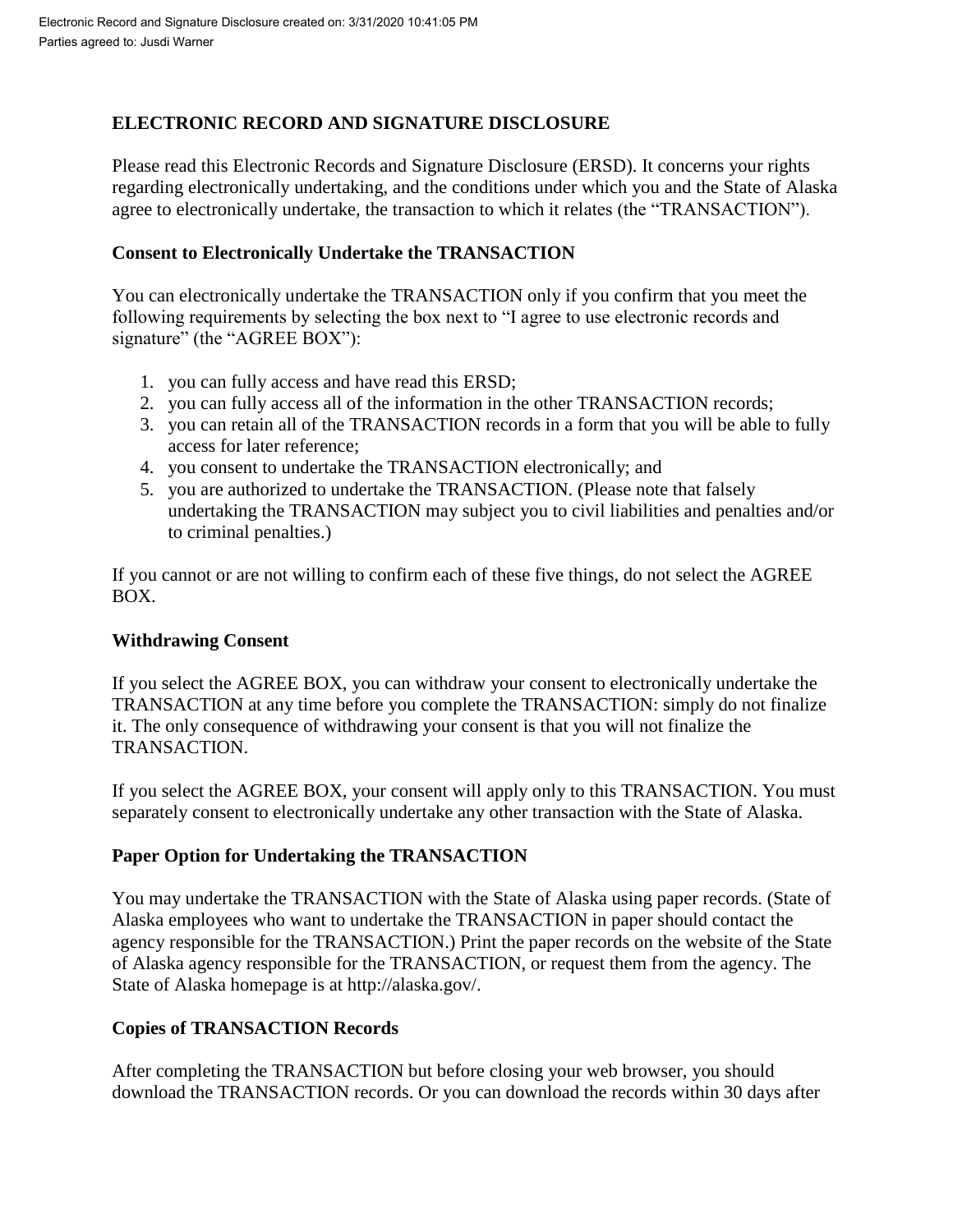# ELECTRONIC RECORD AND SIGNATURE DISCLOSURE

Please read this Electronic Records and Signature Disclosure (ERSD). It concerns your rights regarding electronically undertaking, and the conditions under which you and the State of Alaska agree to electronically undertake, the transaction to which it relates (the "TRANSACTION").

## Consent to Electronically Undertake the TRANSACTION

You can electronically undertake the TRANSACTION only if you confirm that you meet the following requirements by selecting the box next to "I agree to use electronic records and signature" (the "AGREE BOX"):

1. you can fully access and have read this ERSD;
2. you can fully access all of the information in the other TRANSACTION records;
3. you can retain all of the TRANSACTION records in a form that you will be able to fully access for later reference;
4. you consent to undertake the TRANSACTION electronically; and
5. you are authorized to undertake the TRANSACTION. (Please note that falsely undertaking the TRANSACTION may subject you to civil liabilities and penalties and/or to criminal penalties.)

If you cannot or are not willing to confirm each of these five things, do not select the AGREE BOX.

## Withdrawing Consent

If you select the AGREE BOX, you can withdraw your consent to electronically undertake the TRANSACTION at any time before you complete the TRANSACTION: simply do not finalize it. The only consequence of withdrawing your consent is that you will not finalize the TRANSACTION.

If you select the AGREE BOX, your consent will apply only to this TRANSACTION. You must separately consent to electronically undertake any other transaction with the State of Alaska.

## Paper Option for Undertaking the TRANSACTION

You may undertake the TRANSACTION with the State of Alaska using paper records. (State of Alaska employees who want to undertake the TRANSACTION in paper should contact the agency responsible for the TRANSACTION.) Print the paper records on the website of the State of Alaska agency responsible for the TRANSACTION, or request them from the agency. The State of Alaska homepage is at http://alaska.gov/.

## Copies of TRANSACTION Records

After completing the TRANSACTION but before closing your web browser, you should download the TRANSACTION records. Or you can download the records within 30 days after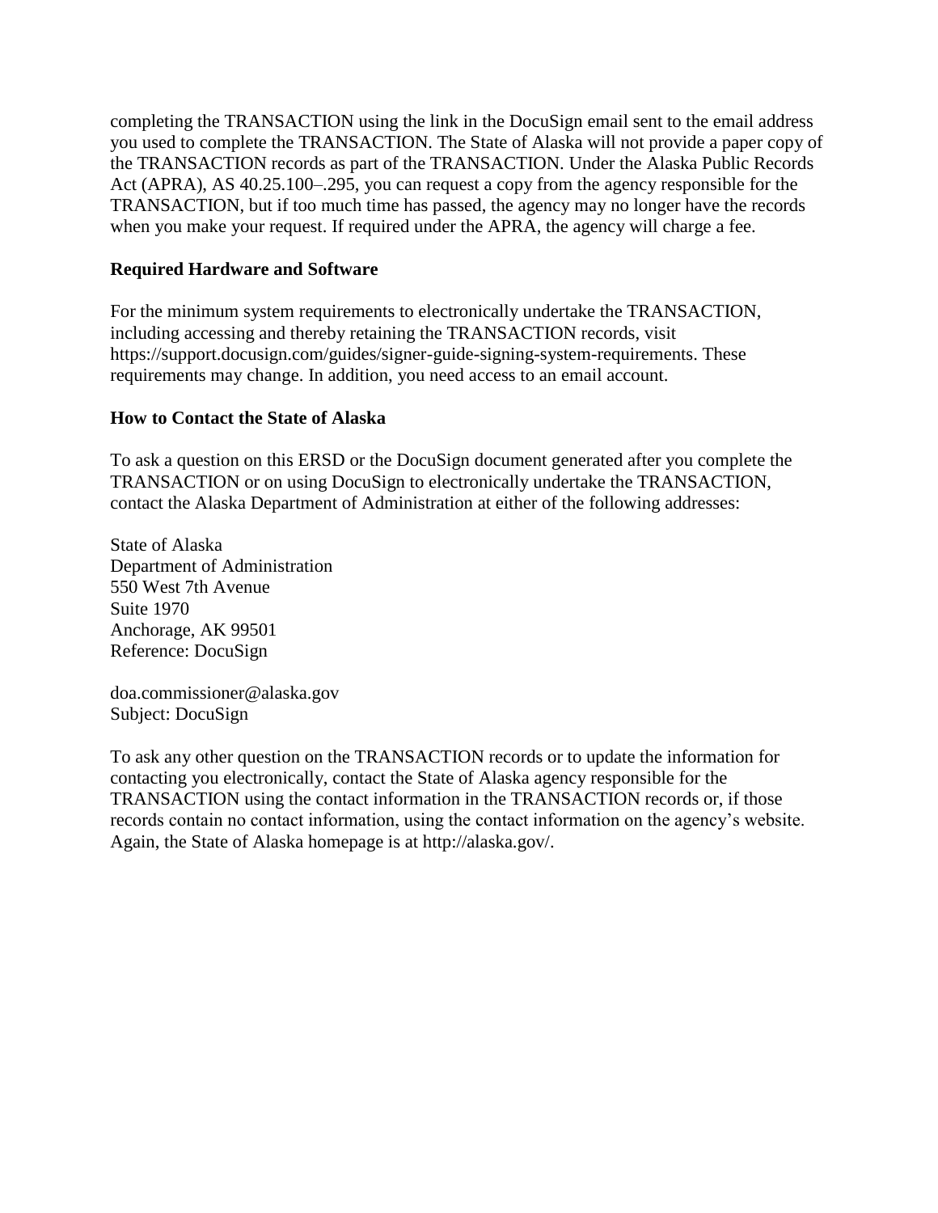completing the TRANSACTION using the link in the DocuSign email sent to the email address you used to complete the TRANSACTION. The State of Alaska will not provide a paper copy of the TRANSACTION records as part of the TRANSACTION. Under the Alaska Public Records Act (APRA), AS 40.25.100–.295, you can request a copy from the agency responsible for the TRANSACTION, but if too much time has passed, the agency may no longer have the records when you make your request. If required under the APRA, the agency will charge a fee.

**Required Hardware and Software**

For the minimum system requirements to electronically undertake the TRANSACTION, including accessing and thereby retaining the TRANSACTION records, visit https://support.docusign.com/guides/signer-guide-signing-system-requirements. These requirements may change. In addition, you need access to an email account.

**How to Contact the State of Alaska**

To ask a question on this ERSD or the DocuSign document generated after you complete the TRANSACTION or on using DocuSign to electronically undertake the TRANSACTION, contact the Alaska Department of Administration at either of the following addresses:

State of Alaska
Department of Administration
550 West 7th Avenue
Suite 1970
Anchorage, AK 99501
Reference: DocuSign

doa.commissioner@alaska.gov
Subject: DocuSign

To ask any other question on the TRANSACTION records or to update the information for contacting you electronically, contact the State of Alaska agency responsible for the TRANSACTION using the contact information in the TRANSACTION records or, if those records contain no contact information, using the contact information on the agency's website. Again, the State of Alaska homepage is at http://alaska.gov/.